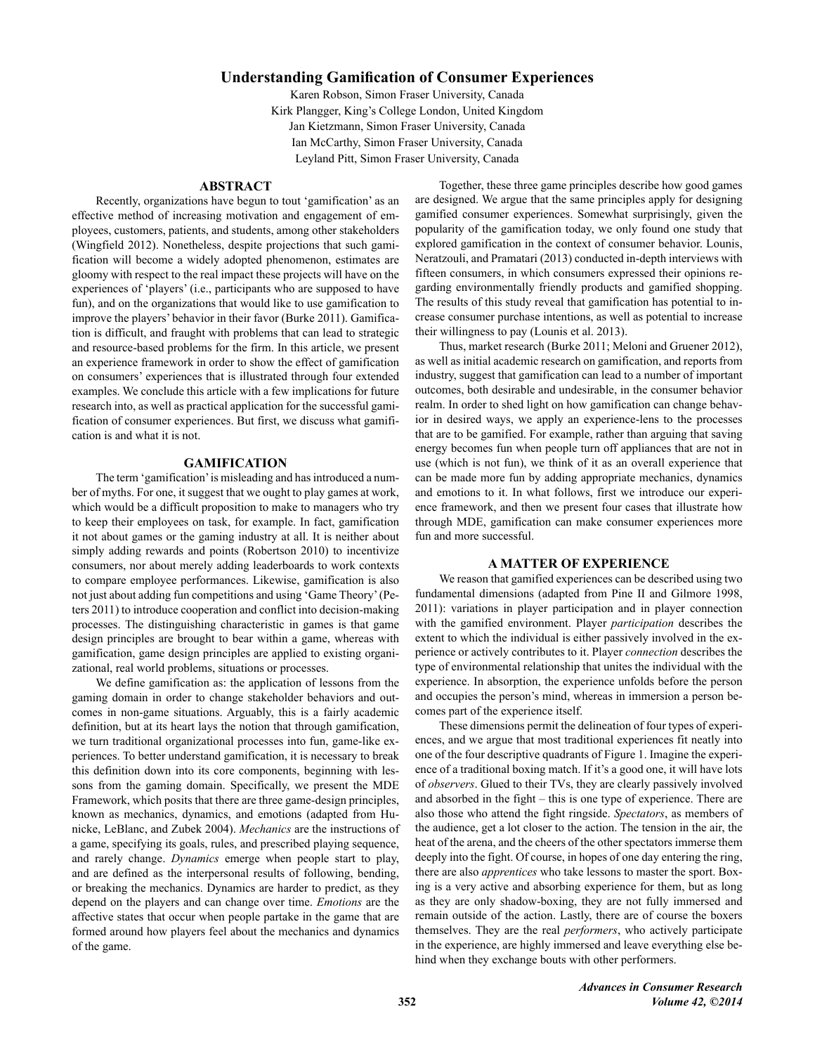# Understanding Gamification of Consumer Experiences

Karen Robson, Simon Fraser University, Canada
Kirk Plangger, King's College London, United Kingdom
Jan Kietzmann, Simon Fraser University, Canada
Ian McCarthy, Simon Fraser University, Canada
Leyland Pitt, Simon Fraser University, Canada

## ABSTRACT

Recently, organizations have begun to tout 'gamification' as an effective method of increasing motivation and engagement of employees, customers, patients, and students, among other stakeholders (Wingfield 2012). Nonetheless, despite projections that such gamification will become a widely adopted phenomenon, estimates are gloomy with respect to the real impact these projects will have on the experiences of 'players' (i.e., participants who are supposed to have fun), and on the organizations that would like to use gamification to improve the players' behavior in their favor (Burke 2011). Gamification is difficult, and fraught with problems that can lead to strategic and resource-based problems for the firm. In this article, we present an experience framework in order to show the effect of gamification on consumers' experiences that is illustrated through four extended examples. We conclude this article with a few implications for future research into, as well as practical application for the successful gamification of consumer experiences. But first, we discuss what gamification is and what it is not.

## GAMIFICATION

The term 'gamification' is misleading and has introduced a number of myths. For one, it suggest that we ought to play games at work, which would be a difficult proposition to make to managers who try to keep their employees on task, for example. In fact, gamification it not about games or the gaming industry at all. It is neither about simply adding rewards and points (Robertson 2010) to incentivize consumers, nor about merely adding leaderboards to work contexts to compare employee performances. Likewise, gamification is also not just about adding fun competitions and using 'Game Theory' (Peters 2011) to introduce cooperation and conflict into decision-making processes. The distinguishing characteristic in games is that game design principles are brought to bear within a game, whereas with gamification, game design principles are applied to existing organizational, real world problems, situations or processes.

We define gamification as: the application of lessons from the gaming domain in order to change stakeholder behaviors and outcomes in non-game situations. Arguably, this is a fairly academic definition, but at its heart lays the notion that through gamification, we turn traditional organizational processes into fun, game-like experiences. To better understand gamification, it is necessary to break this definition down into its core components, beginning with lessons from the gaming domain. Specifically, we present the MDE Framework, which posits that there are three game-design principles, known as mechanics, dynamics, and emotions (adapted from Hunicke, LeBlanc, and Zubek 2004). *Mechanics* are the instructions of a game, specifying its goals, rules, and prescribed playing sequence, and rarely change. *Dynamics* emerge when people start to play, and are defined as the interpersonal results of following, bending, or breaking the mechanics. Dynamics are harder to predict, as they depend on the players and can change over time. *Emotions* are the affective states that occur when people partake in the game that are formed around how players feel about the mechanics and dynamics of the game.

Together, these three game principles describe how good games are designed. We argue that the same principles apply for designing gamified consumer experiences. Somewhat surprisingly, given the popularity of the gamification today, we only found one study that explored gamification in the context of consumer behavior. Lounis, Neratzouli, and Pramatari (2013) conducted in-depth interviews with fifteen consumers, in which consumers expressed their opinions regarding environmentally friendly products and gamified shopping. The results of this study reveal that gamification has potential to increase consumer purchase intentions, as well as potential to increase their willingness to pay (Lounis et al. 2013).

Thus, market research (Burke 2011; Meloni and Gruener 2012), as well as initial academic research on gamification, and reports from industry, suggest that gamification can lead to a number of important outcomes, both desirable and undesirable, in the consumer behavior realm. In order to shed light on how gamification can change behavior in desired ways, we apply an experience-lens to the processes that are to be gamified. For example, rather than arguing that saving energy becomes fun when people turn off appliances that are not in use (which is not fun), we think of it as an overall experience that can be made more fun by adding appropriate mechanics, dynamics and emotions to it. In what follows, first we introduce our experience framework, and then we present four cases that illustrate how through MDE, gamification can make consumer experiences more fun and more successful.

## A MATTER OF EXPERIENCE

We reason that gamified experiences can be described using two fundamental dimensions (adapted from Pine II and Gilmore 1998, 2011): variations in player participation and in player connection with the gamified environment. Player *participation* describes the extent to which the individual is either passively involved in the experience or actively contributes to it. Player *connection* describes the type of environmental relationship that unites the individual with the experience. In absorption, the experience unfolds before the person and occupies the person's mind, whereas in immersion a person becomes part of the experience itself.

These dimensions permit the delineation of four types of experiences, and we argue that most traditional experiences fit neatly into one of the four descriptive quadrants of Figure 1. Imagine the experience of a traditional boxing match. If it's a good one, it will have lots of *observers*. Glued to their TVs, they are clearly passively involved and absorbed in the fight – this is one type of experience. There are also those who attend the fight ringside. *Spectators*, as members of the audience, get a lot closer to the action. The tension in the air, the heat of the arena, and the cheers of the other spectators immerse them deeply into the fight. Of course, in hopes of one day entering the ring, there are also *apprentices* who take lessons to master the sport. Boxing is a very active and absorbing experience for them, but as long as they are only shadow-boxing, they are not fully immersed and remain outside of the action. Lastly, there are of course the boxers themselves. They are the real *performers*, who actively participate in the experience, are highly immersed and leave everything else behind when they exchange bouts with other performers.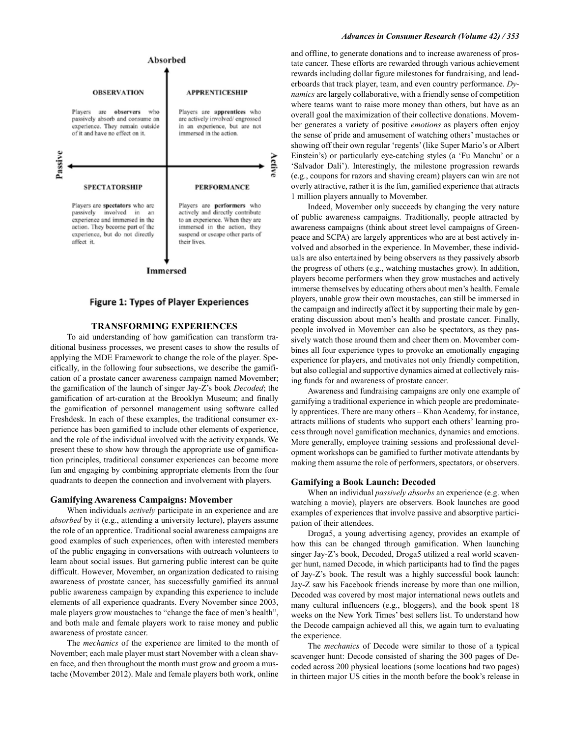**Absorbed**

| OBSERVATION | APPRENTICESHIP |
|---|---|
| Players are **observers** who passively absorb and consume an experience. They remain outside of it and have no effect on it. | Players are **apprentices** who are actively involved/ engrossed in an experience, but are not immersed in the action. |
| **SPECTATORSHIP** | **PERFORMANCE** |
| Players are **spectators** who are passively involved in an experience and immersed in the action. They become part of the experience, but do not directly affect it. | Players are **performers** who actively and directly contribute to an experience. When they are immersed in the action, they suspend or escape other parts of their lives. |

**Passive** ← → **Active**

**Immersed**

Figure 1: Types of Player Experiences

## TRANSFORMING EXPERIENCES

To aid understanding of how gamification can transform traditional business processes, we present cases to show the results of applying the MDE Framework to change the role of the player. Specifically, in the following four subsections, we describe the gamification of a prostate cancer awareness campaign named Movember; the gamification of the launch of singer Jay-Z's book *Decoded*; the gamification of art-curation at the Brooklyn Museum; and finally the gamification of personnel management using software called Freshdesk. In each of these examples, the traditional consumer experience has been gamified to include other elements of experience, and the role of the individual involved with the activity expands. We present these to show how through the appropriate use of gamification principles, traditional consumer experiences can become more fun and engaging by combining appropriate elements from the four quadrants to deepen the connection and involvement with players.

### Gamifying Awareness Campaigns: Movember

When individuals *actively* participate in an experience and are *absorbed* by it (e.g., attending a university lecture), players assume the role of an apprentice. Traditional social awareness campaigns are good examples of such experiences, often with interested members of the public engaging in conversations with outreach volunteers to learn about social issues. But garnering public interest can be quite difficult. However, Movember, an organization dedicated to raising awareness of prostate cancer, has successfully gamified its annual public awareness campaign by expanding this experience to include elements of all experience quadrants. Every November since 2003, male players grow moustaches to "change the face of men's health", and both male and female players work to raise money and public awareness of prostate cancer.

The *mechanics* of the experience are limited to the month of November; each male player must start November with a clean shaven face, and then throughout the month must grow and groom a mustache (Movember 2012). Male and female players both work, online and offline, to generate donations and to increase awareness of prostate cancer. These efforts are rewarded through various achievement rewards including dollar figure milestones for fundraising, and leaderboards that track player, team, and even country performance. *Dynamics* are largely collaborative, with a friendly sense of competition where teams want to raise more money than others, but have as an overall goal the maximization of their collective donations. Movember generates a variety of positive *emotions* as players often enjoy the sense of pride and amusement of watching others' mustaches or showing off their own regular 'regents' (like Super Mario's or Albert Einstein's) or particularly eye-catching styles (a 'Fu Manchu' or a 'Salvador Dali'). Interestingly, the milestone progression rewards (e.g., coupons for razors and shaving cream) players can win are not overly attractive, rather it is the fun, gamified experience that attracts 1 million players annually to Movember.

Indeed, Movember only succeeds by changing the very nature of public awareness campaigns. Traditionally, people attracted by awareness campaigns (think about street level campaigns of Greenpeace and SCPA) are largely apprentices who are at best actively involved and absorbed in the experience. In Movember, these individuals are also entertained by being observers as they passively absorb the progress of others (e.g., watching mustaches grow). In addition, players become performers when they grow mustaches and actively immerse themselves by educating others about men's health. Female players, unable grow their own moustaches, can still be immersed in the campaign and indirectly affect it by supporting their male by generating discussion about men's health and prostate cancer. Finally, people involved in Movember can also be spectators, as they passively watch those around them and cheer them on. Movember combines all four experience types to provoke an emotionally engaging experience for players, and motivates not only friendly competition, but also collegial and supportive dynamics aimed at collectively raising funds for and awareness of prostate cancer.

Awareness and fundraising campaigns are only one example of gamifying a traditional experience in which people are predominately apprentices. There are many others – Khan Academy, for instance, attracts millions of students who support each others' learning process through novel gamification mechanics, dynamics and emotions. More generally, employee training sessions and professional development workshops can be gamified to further motivate attendants by making them assume the role of performers, spectators, or observers.

### Gamifying a Book Launch: Decoded

When an individual *passively absorbs* an experience (e.g. when watching a movie), players are observers*.* Book launches are good examples of experiences that involve passive and absorptive participation of their attendees.

Droga5, a young advertising agency, provides an example of how this can be changed through gamification. When launching singer Jay-Z's book, Decoded, Droga5 utilized a real world scavenger hunt, named Decode, in which participants had to find the pages of Jay-Z's book. The result was a highly successful book launch: Jay-Z saw his Facebook friends increase by more than one million, Decoded was covered by most major international news outlets and many cultural influencers (e.g., bloggers), and the book spent 18 weeks on the New York Times' best sellers list. To understand how the Decode campaign achieved all this, we again turn to evaluating the experience.

The *mechanics* of Decode were similar to those of a typical scavenger hunt: Decode consisted of sharing the 300 pages of Decoded across 200 physical locations (some locations had two pages) in thirteen major US cities in the month before the book's release in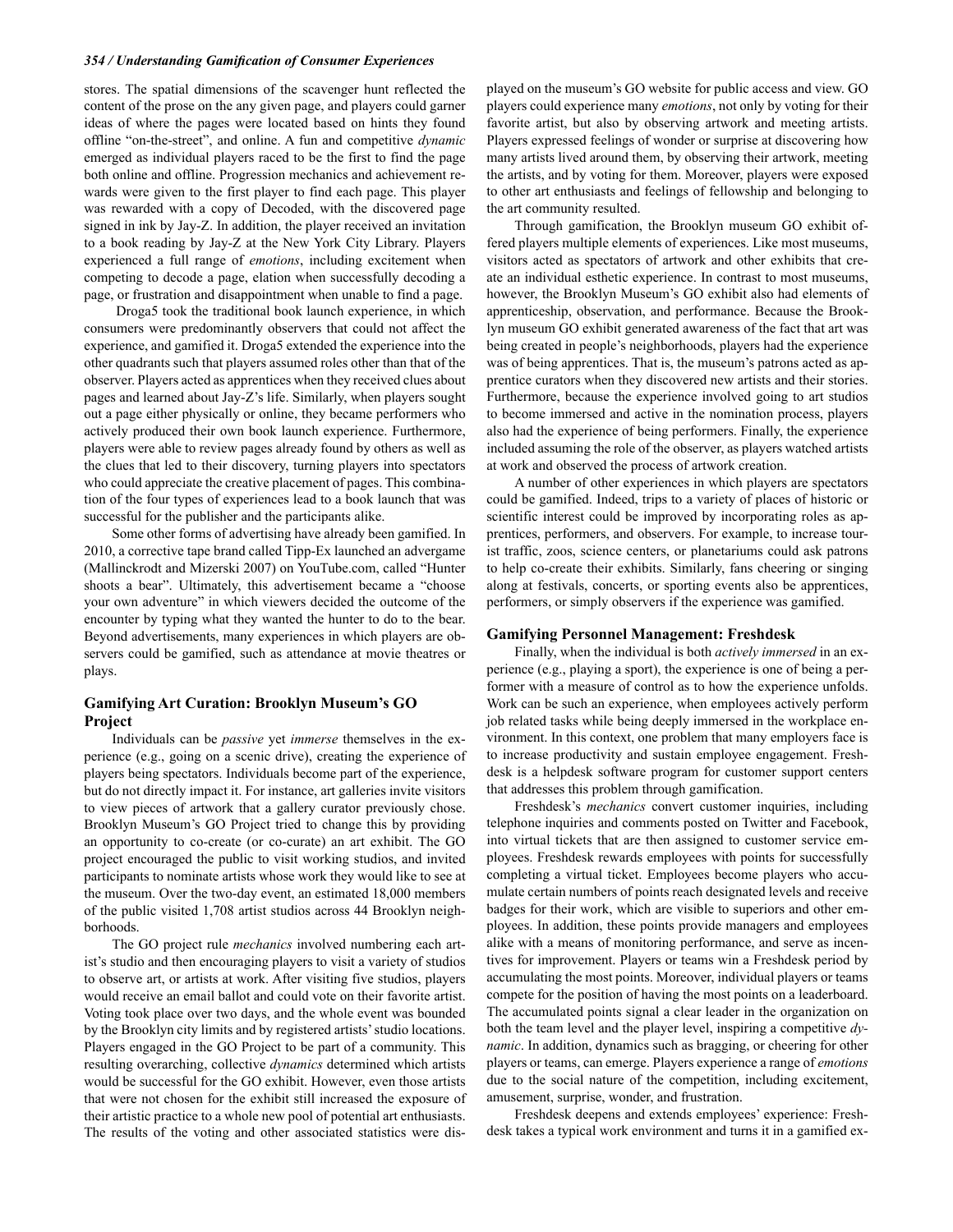stores. The spatial dimensions of the scavenger hunt reflected the content of the prose on the any given page, and players could garner ideas of where the pages were located based on hints they found offline "on-the-street", and online. A fun and competitive *dynamic* emerged as individual players raced to be the first to find the page both online and offline. Progression mechanics and achievement rewards were given to the first player to find each page. This player was rewarded with a copy of Decoded, with the discovered page signed in ink by Jay-Z. In addition, the player received an invitation to a book reading by Jay-Z at the New York City Library. Players experienced a full range of *emotions*, including excitement when competing to decode a page, elation when successfully decoding a page, or frustration and disappointment when unable to find a page.

Droga5 took the traditional book launch experience, in which consumers were predominantly observers that could not affect the experience, and gamified it. Droga5 extended the experience into the other quadrants such that players assumed roles other than that of the observer. Players acted as apprentices when they received clues about pages and learned about Jay-Z's life. Similarly, when players sought out a page either physically or online, they became performers who actively produced their own book launch experience. Furthermore, players were able to review pages already found by others as well as the clues that led to their discovery, turning players into spectators who could appreciate the creative placement of pages. This combination of the four types of experiences lead to a book launch that was successful for the publisher and the participants alike.

Some other forms of advertising have already been gamified. In 2010, a corrective tape brand called Tipp-Ex launched an advergame (Mallinckrodt and Mizerski 2007) on YouTube.com, called "Hunter shoots a bear". Ultimately, this advertisement became a "choose your own adventure" in which viewers decided the outcome of the encounter by typing what they wanted the hunter to do to the bear. Beyond advertisements, many experiences in which players are observers could be gamified, such as attendance at movie theatres or plays.

### Gamifying Art Curation: Brooklyn Museum's GO Project

Individuals can be *passive* yet *immerse* themselves in the experience (e.g., going on a scenic drive), creating the experience of players being spectators. Individuals become part of the experience, but do not directly impact it. For instance, art galleries invite visitors to view pieces of artwork that a gallery curator previously chose. Brooklyn Museum's GO Project tried to change this by providing an opportunity to co-create (or co-curate) an art exhibit. The GO project encouraged the public to visit working studios, and invited participants to nominate artists whose work they would like to see at the museum. Over the two-day event, an estimated 18,000 members of the public visited 1,708 artist studios across 44 Brooklyn neighborhoods.

The GO project rule *mechanics* involved numbering each artist's studio and then encouraging players to visit a variety of studios to observe art, or artists at work. After visiting five studios, players would receive an email ballot and could vote on their favorite artist. Voting took place over two days, and the whole event was bounded by the Brooklyn city limits and by registered artists' studio locations. Players engaged in the GO Project to be part of a community. This resulting overarching, collective *dynamics* determined which artists would be successful for the GO exhibit. However, even those artists that were not chosen for the exhibit still increased the exposure of their artistic practice to a whole new pool of potential art enthusiasts. The results of the voting and other associated statistics were displayed on the museum's GO website for public access and view. GO players could experience many *emotions*, not only by voting for their favorite artist, but also by observing artwork and meeting artists. Players expressed feelings of wonder or surprise at discovering how many artists lived around them, by observing their artwork, meeting the artists, and by voting for them. Moreover, players were exposed to other art enthusiasts and feelings of fellowship and belonging to the art community resulted.

Through gamification, the Brooklyn museum GO exhibit offered players multiple elements of experiences. Like most museums, visitors acted as spectators of artwork and other exhibits that create an individual esthetic experience. In contrast to most museums, however, the Brooklyn Museum's GO exhibit also had elements of apprenticeship, observation, and performance. Because the Brooklyn museum GO exhibit generated awareness of the fact that art was being created in people's neighborhoods, players had the experience was of being apprentices. That is, the museum's patrons acted as apprentice curators when they discovered new artists and their stories. Furthermore, because the experience involved going to art studios to become immersed and active in the nomination process, players also had the experience of being performers. Finally, the experience included assuming the role of the observer, as players watched artists at work and observed the process of artwork creation.

A number of other experiences in which players are spectators could be gamified. Indeed, trips to a variety of places of historic or scientific interest could be improved by incorporating roles as apprentices, performers, and observers. For example, to increase tourist traffic, zoos, science centers, or planetariums could ask patrons to help co-create their exhibits. Similarly, fans cheering or singing along at festivals, concerts, or sporting events also be apprentices, performers, or simply observers if the experience was gamified.

### Gamifying Personnel Management: Freshdesk

Finally, when the individual is both *actively immersed* in an experience (e.g., playing a sport), the experience is one of being a performer with a measure of control as to how the experience unfolds. Work can be such an experience, when employees actively perform job related tasks while being deeply immersed in the workplace environment. In this context, one problem that many employers face is to increase productivity and sustain employee engagement. Freshdesk is a helpdesk software program for customer support centers that addresses this problem through gamification.

Freshdesk's *mechanics* convert customer inquiries, including telephone inquiries and comments posted on Twitter and Facebook, into virtual tickets that are then assigned to customer service employees. Freshdesk rewards employees with points for successfully completing a virtual ticket. Employees become players who accumulate certain numbers of points reach designated levels and receive badges for their work, which are visible to superiors and other employees. In addition, these points provide managers and employees alike with a means of monitoring performance, and serve as incentives for improvement. Players or teams win a Freshdesk period by accumulating the most points. Moreover, individual players or teams compete for the position of having the most points on a leaderboard. The accumulated points signal a clear leader in the organization on both the team level and the player level, inspiring a competitive *dynamic*. In addition, dynamics such as bragging, or cheering for other players or teams, can emerge. Players experience a range of *emotions* due to the social nature of the competition, including excitement, amusement, surprise, wonder, and frustration.

Freshdesk deepens and extends employees' experience: Freshdesk takes a typical work environment and turns it in a gamified ex-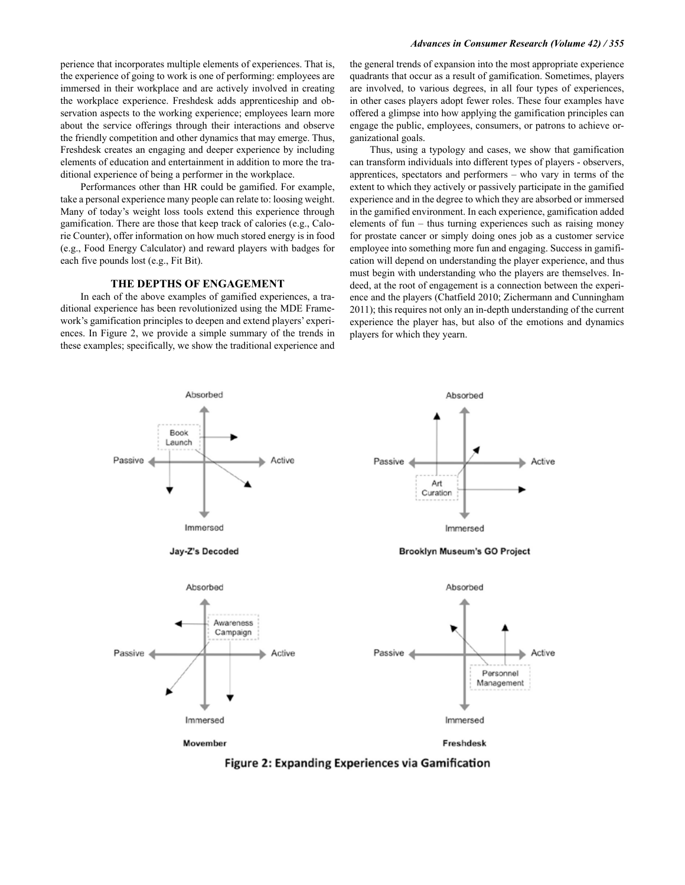perience that incorporates multiple elements of experiences. That is, the experience of going to work is one of performing: employees are immersed in their workplace and are actively involved in creating the workplace experience. Freshdesk adds apprenticeship and observation aspects to the working experience; employees learn more about the service offerings through their interactions and observe the friendly competition and other dynamics that may emerge. Thus, Freshdesk creates an engaging and deeper experience by including elements of education and entertainment in addition to more the traditional experience of being a performer in the workplace.

Performances other than HR could be gamified. For example, take a personal experience many people can relate to: loosing weight. Many of today's weight loss tools extend this experience through gamification. There are those that keep track of calories (e.g., Calorie Counter), offer information on how much stored energy is in food (e.g., Food Energy Calculator) and reward players with badges for each five pounds lost (e.g., Fit Bit).

## THE DEPTHS OF ENGAGEMENT

In each of the above examples of gamified experiences, a traditional experience has been revolutionized using the MDE Framework's gamification principles to deepen and extend players' experiences. In Figure 2, we provide a simple summary of the trends in these examples; specifically, we show the traditional experience and the general trends of expansion into the most appropriate experience quadrants that occur as a result of gamification. Sometimes, players are involved, to various degrees, in all four types of experiences, in other cases players adopt fewer roles. These four examples have offered a glimpse into how applying the gamification principles can engage the public, employees, consumers, or patrons to achieve organizational goals.

Thus, using a typology and cases, we show that gamification can transform individuals into different types of players - observers, apprentices, spectators and performers – who vary in terms of the extent to which they actively or passively participate in the gamified experience and in the degree to which they are absorbed or immersed in the gamified environment. In each experience, gamification added elements of fun – thus turning experiences such as raising money for prostate cancer or simply doing ones job as a customer service employee into something more fun and engaging. Success in gamification will depend on understanding the player experience, and thus must begin with understanding who the players are themselves. Indeed, at the root of engagement is a connection between the experience and the players (Chatfield 2010; Zichermann and Cunningham 2011); this requires not only an in-depth understanding of the current experience the player has, but also of the emotions and dynamics players for which they yearn.

Figure 2: Expanding Experiences via Gamification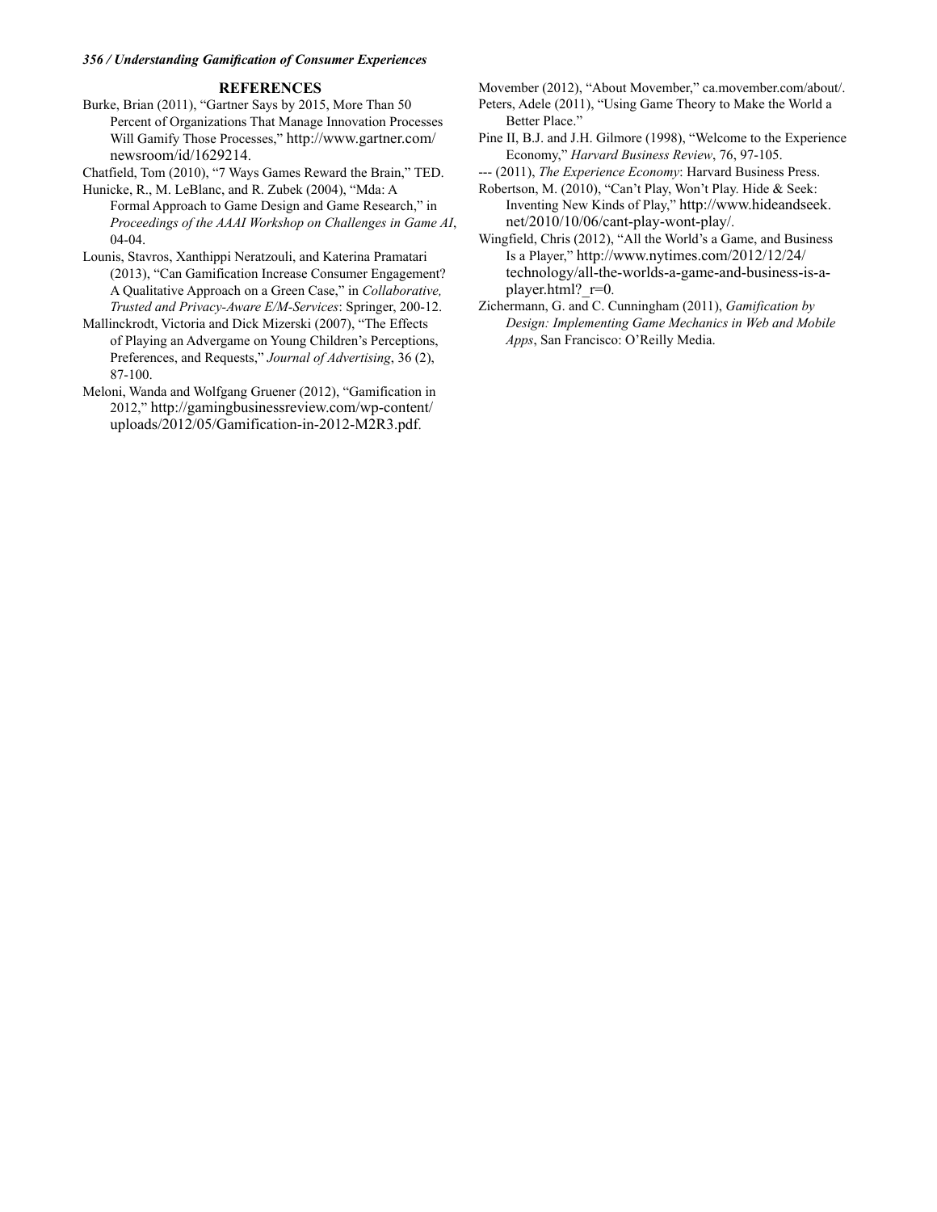## REFERENCES

Burke, Brian (2011), "Gartner Says by 2015, More Than 50 Percent of Organizations That Manage Innovation Processes Will Gamify Those Processes," http://www.gartner.com/newsroom/id/1629214.

Chatfield, Tom (2010), "7 Ways Games Reward the Brain," TED.

Hunicke, R., M. LeBlanc, and R. Zubek (2004), "Mda: A Formal Approach to Game Design and Game Research," in *Proceedings of the AAAI Workshop on Challenges in Game AI*, 04-04.

Lounis, Stavros, Xanthippi Neratzouli, and Katerina Pramatari (2013), "Can Gamification Increase Consumer Engagement? A Qualitative Approach on a Green Case," in *Collaborative, Trusted and Privacy-Aware E/M-Services*: Springer, 200-12.

Mallinckrodt, Victoria and Dick Mizerski (2007), "The Effects of Playing an Advergame on Young Children's Perceptions, Preferences, and Requests," *Journal of Advertising*, 36 (2), 87-100.

Meloni, Wanda and Wolfgang Gruener (2012), "Gamification in 2012," http://gamingbusinessreview.com/wp-content/uploads/2012/05/Gamification-in-2012-M2R3.pdf.

Movember (2012), "About Movember," ca.movember.com/about/.

Peters, Adele (2011), "Using Game Theory to Make the World a Better Place."

Pine II, B.J. and J.H. Gilmore (1998), "Welcome to the Experience Economy," *Harvard Business Review*, 76, 97-105.

--- (2011), *The Experience Economy*: Harvard Business Press.

Robertson, M. (2010), "Can't Play, Won't Play. Hide & Seek: Inventing New Kinds of Play," http://www.hideandseek.net/2010/10/06/cant-play-wont-play/.

Wingfield, Chris (2012), "All the World's a Game, and Business Is a Player," http://www.nytimes.com/2012/12/24/technology/all-the-worlds-a-game-and-business-is-a-player.html?_r=0.

Zichermann, G. and C. Cunningham (2011), *Gamification by Design: Implementing Game Mechanics in Web and Mobile Apps*, San Francisco: O'Reilly Media.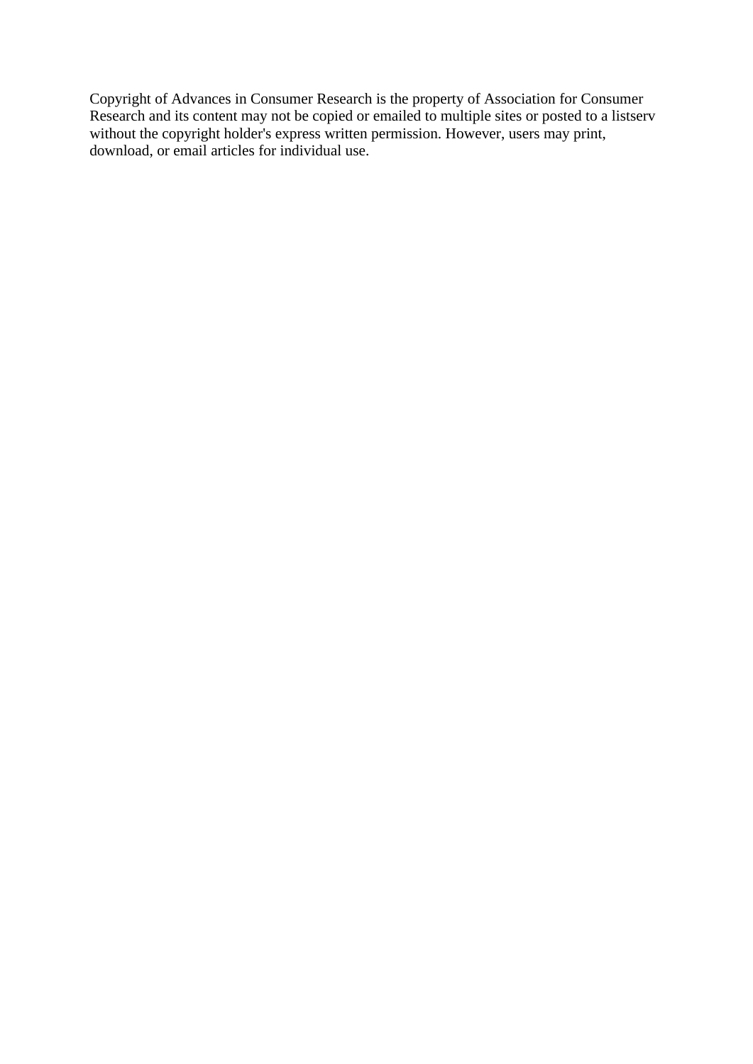Copyright of Advances in Consumer Research is the property of Association for Consumer Research and its content may not be copied or emailed to multiple sites or posted to a listserv without the copyright holder's express written permission. However, users may print, download, or email articles for individual use.